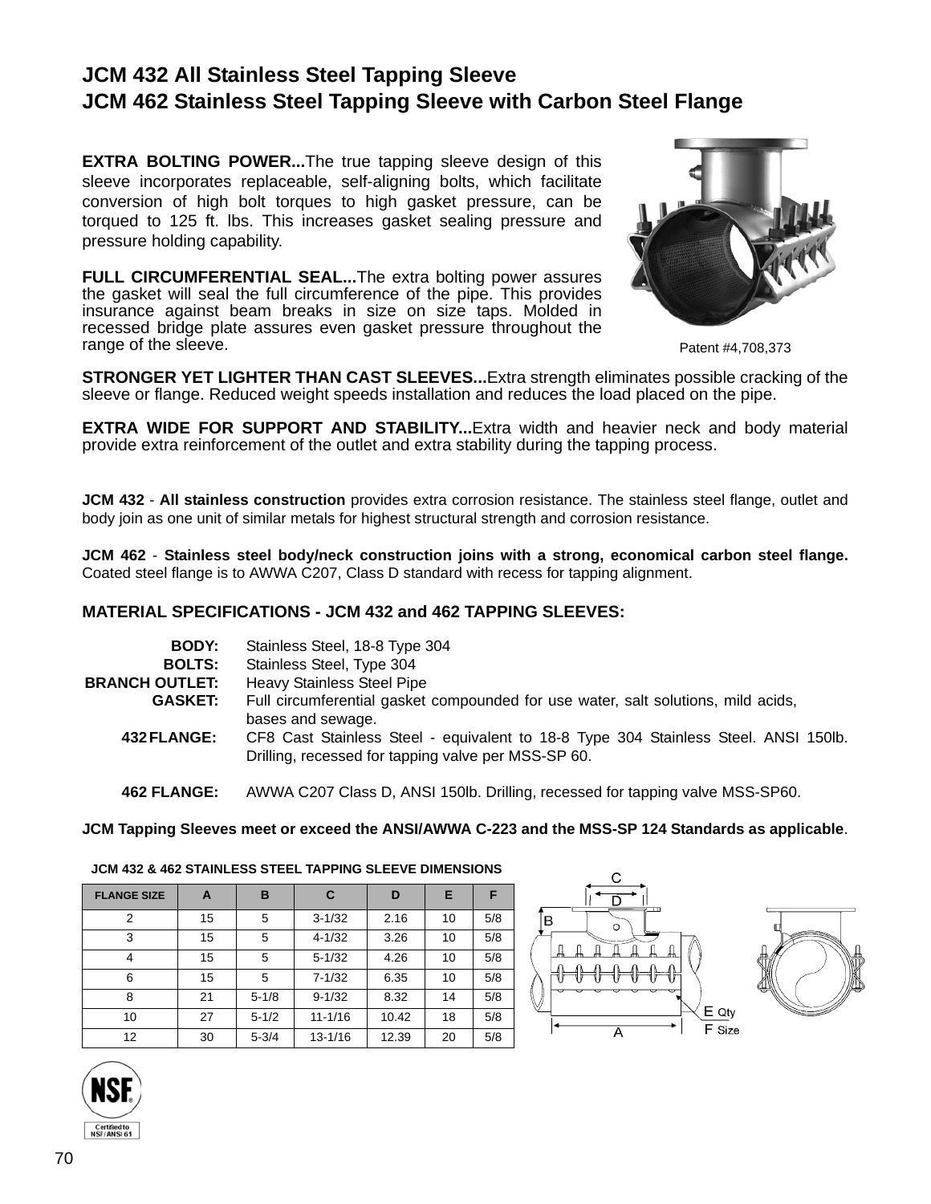# JCM 432 All Stainless Steel Tapping Sleeve
# JCM 462 Stainless Steel Tapping Sleeve with Carbon Steel Flange

**EXTRA BOLTING POWER...**The true tapping sleeve design of this sleeve incorporates replaceable, self-aligning bolts, which facilitate conversion of high bolt torques to high gasket pressure, can be torqued to 125 ft. lbs. This increases gasket sealing pressure and pressure holding capability.

**FULL CIRCUMFERENTIAL SEAL...**The extra bolting power assures the gasket will seal the full circumference of the pipe. This provides insurance against beam breaks in size on size taps. Molded in recessed bridge plate assures even gasket pressure throughout the range of the sleeve.

Patent #4,708,373

**STRONGER YET LIGHTER THAN CAST SLEEVES...**Extra strength eliminates possible cracking of the sleeve or flange. Reduced weight speeds installation and reduces the load placed on the pipe.

**EXTRA WIDE FOR SUPPORT AND STABILITY...**Extra width and heavier neck and body material provide extra reinforcement of the outlet and extra stability during the tapping process.

**JCM 432** - **All stainless construction** provides extra corrosion resistance. The stainless steel flange, outlet and body join as one unit of similar metals for highest structural strength and corrosion resistance.

**JCM 462** - **Stainless steel body/neck construction joins with a strong, economical carbon steel flange.** Coated steel flange is to AWWA C207, Class D standard with recess for tapping alignment.

## MATERIAL SPECIFICATIONS - JCM 432 and 462 TAPPING SLEEVES:

**BODY:** Stainless Steel, 18-8 Type 304
**BOLTS:** Stainless Steel, Type 304
**BRANCH OUTLET:** Heavy Stainless Steel Pipe
**GASKET:** Full circumferential gasket compounded for use water, salt solutions, mild acids, bases and sewage.
**432 FLANGE:** CF8 Cast Stainless Steel - equivalent to 18-8 Type 304 Stainless Steel. ANSI 150lb. Drilling, recessed for tapping valve per MSS-SP 60.

**462 FLANGE:** AWWA C207 Class D, ANSI 150lb. Drilling, recessed for tapping valve MSS-SP60.

**JCM Tapping Sleeves meet or exceed the ANSI/AWWA C-223 and the MSS-SP 124 Standards as applicable**.

**JCM 432 & 462 STAINLESS STEEL TAPPING SLEEVE DIMENSIONS**

| FLANGE SIZE | A | B | C | D | E | F |
|---|---|---|---|---|---|---|
| 2 | 15 | 5 | 3-1/32 | 2.16 | 10 | 5/8 |
| 3 | 15 | 5 | 4-1/32 | 3.26 | 10 | 5/8 |
| 4 | 15 | 5 | 5-1/32 | 4.26 | 10 | 5/8 |
| 6 | 15 | 5 | 7-1/32 | 6.35 | 10 | 5/8 |
| 8 | 21 | 5-1/8 | 9-1/32 | 8.32 | 14 | 5/8 |
| 10 | 27 | 5-1/2 | 11-1/16 | 10.42 | 18 | 5/8 |
| 12 | 30 | 5-3/4 | 13-1/16 | 12.39 | 20 | 5/8 |

E Qty
F Size

Certified to NSF/ANSI 61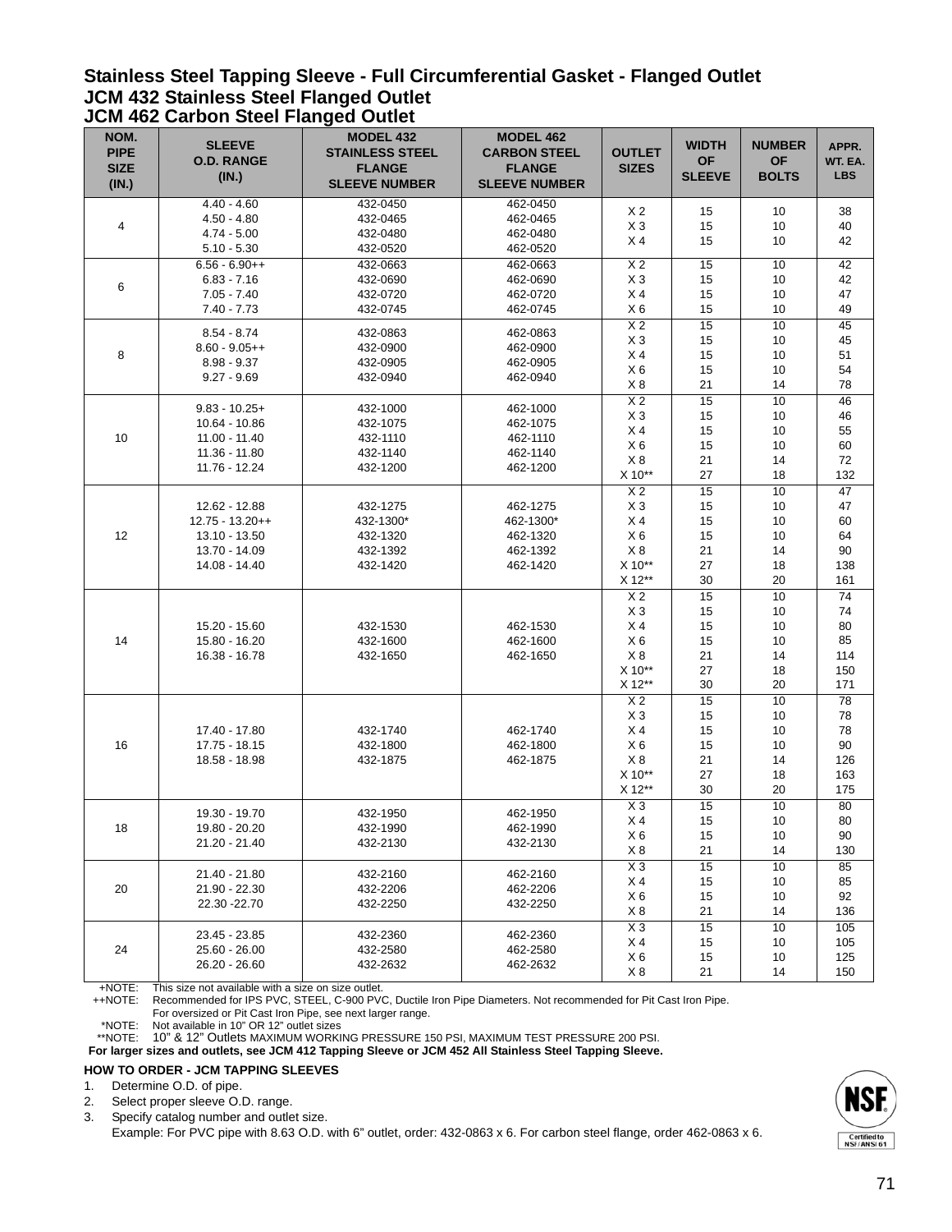## Stainless Steel Tapping Sleeve - Full Circumferential Gasket - Flanged Outlet
## JCM 432 Stainless Steel Flanged Outlet
## JCM 462 Carbon Steel Flanged Outlet

| NOM. PIPE SIZE (IN.) | SLEEVE O.D. RANGE (IN.) | MODEL 432 STAINLESS STEEL FLANGE SLEEVE NUMBER | MODEL 462 CARBON STEEL FLANGE SLEEVE NUMBER | OUTLET SIZES | WIDTH OF SLEEVE | NUMBER OF BOLTS | APPR. WT. EA. LBS |
|---|---|---|---|---|---|---|---|
| 4 | 4.40 - 4.60<br>4.50 - 4.80<br>4.74 - 5.00<br>5.10 - 5.30 | 432-0450<br>432-0465<br>432-0480<br>432-0520 | 462-0450<br>462-0465<br>462-0480<br>462-0520 | X 2<br>X 3<br>X 4 | 15<br>15<br>15 | 10<br>10<br>10 | 38<br>40<br>42 |
| 6 | 6.56 - 6.90++<br>6.83 - 7.16<br>7.05 - 7.40<br>7.40 - 7.73 | 432-0663<br>432-0690<br>432-0720<br>432-0745 | 462-0663<br>462-0690<br>462-0720<br>462-0745 | X 2<br>X 3<br>X 4<br>X 6 | 15<br>15<br>15<br>15 | 10<br>10<br>10<br>10 | 42<br>42<br>47<br>49 |
| 8 | 8.54 - 8.74<br>8.60 - 9.05++<br>8.98 - 9.37<br>9.27 - 9.69 | 432-0863<br>432-0900<br>432-0905<br>432-0940 | 462-0863<br>462-0900<br>462-0905<br>462-0940 | X 2<br>X 3<br>X 4<br>X 6<br>X 8 | 15<br>15<br>15<br>15<br>21 | 10<br>10<br>10<br>10<br>14 | 45<br>45<br>51<br>54<br>78 |
| 10 | 9.83 - 10.25+<br>10.64 - 10.86<br>11.00 - 11.40<br>11.36 - 11.80<br>11.76 - 12.24 | 432-1000<br>432-1075<br>432-1110<br>432-1140<br>432-1200 | 462-1000<br>462-1075<br>462-1110<br>462-1140<br>462-1200 | X 2<br>X 3<br>X 4<br>X 6<br>X 8<br>X 10** | 15<br>15<br>15<br>15<br>21<br>27 | 10<br>10<br>10<br>10<br>14<br>18 | 46<br>46<br>55<br>60<br>72<br>132 |
| 12 | 12.62 - 12.88<br>12.75 - 13.20++<br>13.10 - 13.50<br>13.70 - 14.09<br>14.08 - 14.40 | 432-1275<br>432-1300*<br>432-1320<br>432-1392<br>432-1420 | 462-1275<br>462-1300*<br>462-1320<br>462-1392<br>462-1420 | X 2<br>X 3<br>X 4<br>X 6<br>X 8<br>X 10**<br>X 12** | 15<br>15<br>15<br>15<br>21<br>27<br>30 | 10<br>10<br>10<br>10<br>14<br>18<br>20 | 47<br>47<br>60<br>64<br>90<br>138<br>161 |
| 14 | 15.20 - 15.60<br>15.80 - 16.20<br>16.38 - 16.78 | 432-1530<br>432-1600<br>432-1650 | 462-1530<br>462-1600<br>462-1650 | X 2<br>X 3<br>X 4<br>X 6<br>X 8<br>X 10**<br>X 12** | 15<br>15<br>15<br>15<br>21<br>27<br>30 | 10<br>10<br>10<br>10<br>14<br>18<br>20 | 74<br>74<br>80<br>85<br>114<br>150<br>171 |
| 16 | 17.40 - 17.80<br>17.75 - 18.15<br>18.58 - 18.98 | 432-1740<br>432-1800<br>432-1875 | 462-1740<br>462-1800<br>462-1875 | X 2<br>X 3<br>X 4<br>X 6<br>X 8<br>X 10**<br>X 12** | 15<br>15<br>15<br>15<br>21<br>27<br>30 | 10<br>10<br>10<br>10<br>14<br>18<br>20 | 78<br>78<br>78<br>90<br>126<br>163<br>175 |
| 18 | 19.30 - 19.70<br>19.80 - 20.20<br>21.20 - 21.40 | 432-1950<br>432-1990<br>432-2130 | 462-1950<br>462-1990<br>432-2130 | X 3<br>X 4<br>X 6<br>X 8 | 15<br>15<br>15<br>21 | 10<br>10<br>10<br>14 | 80<br>80<br>90<br>130 |
| 20 | 21.40 - 21.80<br>21.90 - 22.30<br>22.30 -22.70 | 432-2160<br>432-2206<br>432-2250 | 462-2160<br>462-2206<br>432-2250 | X 3<br>X 4<br>X 6<br>X 8 | 15<br>15<br>15<br>21 | 10<br>10<br>10<br>14 | 85<br>85<br>92<br>136 |
| 24 | 23.45 - 23.85<br>25.60 - 26.00<br>26.20 - 26.60 | 432-2360<br>432-2580<br>432-2632 | 462-2360<br>462-2580<br>462-2632 | X 3<br>X 4<br>X 6<br>X 8 | 15<br>15<br>15<br>21 | 10<br>10<br>10<br>14 | 105<br>105<br>125<br>150 |

+NOTE: This size not available with a size on size outlet.
++NOTE: Recommended for IPS PVC, STEEL, C-900 PVC, Ductile Iron Pipe Diameters. Not recommended for Pit Cast Iron Pipe. For oversized or Pit Cast Iron Pipe, see next larger range.
*NOTE: Not available in 10" OR 12" outlet sizes
**NOTE: 10" & 12" Outlets MAXIMUM WORKING PRESSURE 150 PSI, MAXIMUM TEST PRESSURE 200 PSI.

**For larger sizes and outlets, see JCM 412 Tapping Sleeve or JCM 452 All Stainless Steel Tapping Sleeve.**

**HOW TO ORDER - JCM TAPPING SLEEVES**

1. Determine O.D. of pipe.
2. Select proper sleeve O.D. range.
3. Specify catalog number and outlet size.
   Example: For PVC pipe with 8.63 O.D. with 6" outlet, order: 432-0863 x 6. For carbon steel flange, order 462-0863 x 6.

NSF Certified to NSF/ANSI 61